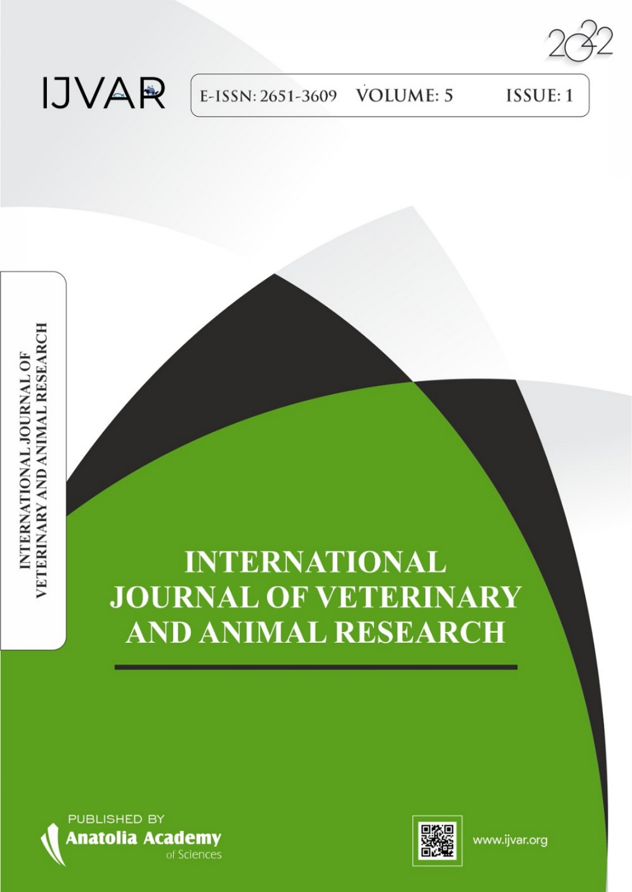2022

IJVAR

E-ISSN: 2651-3609 VOLUME: 5 ISSUE: 1

INTERNATIONAL JOURNAL OF VETERINARY AND ANIMAL RESEARCH

# INTERNATIONAL JOURNAL OF VETERINARY AND ANIMAL RESEARCH

PUBLISHED BY
**Anatolia Academy** of Sciences

www.ijvar.org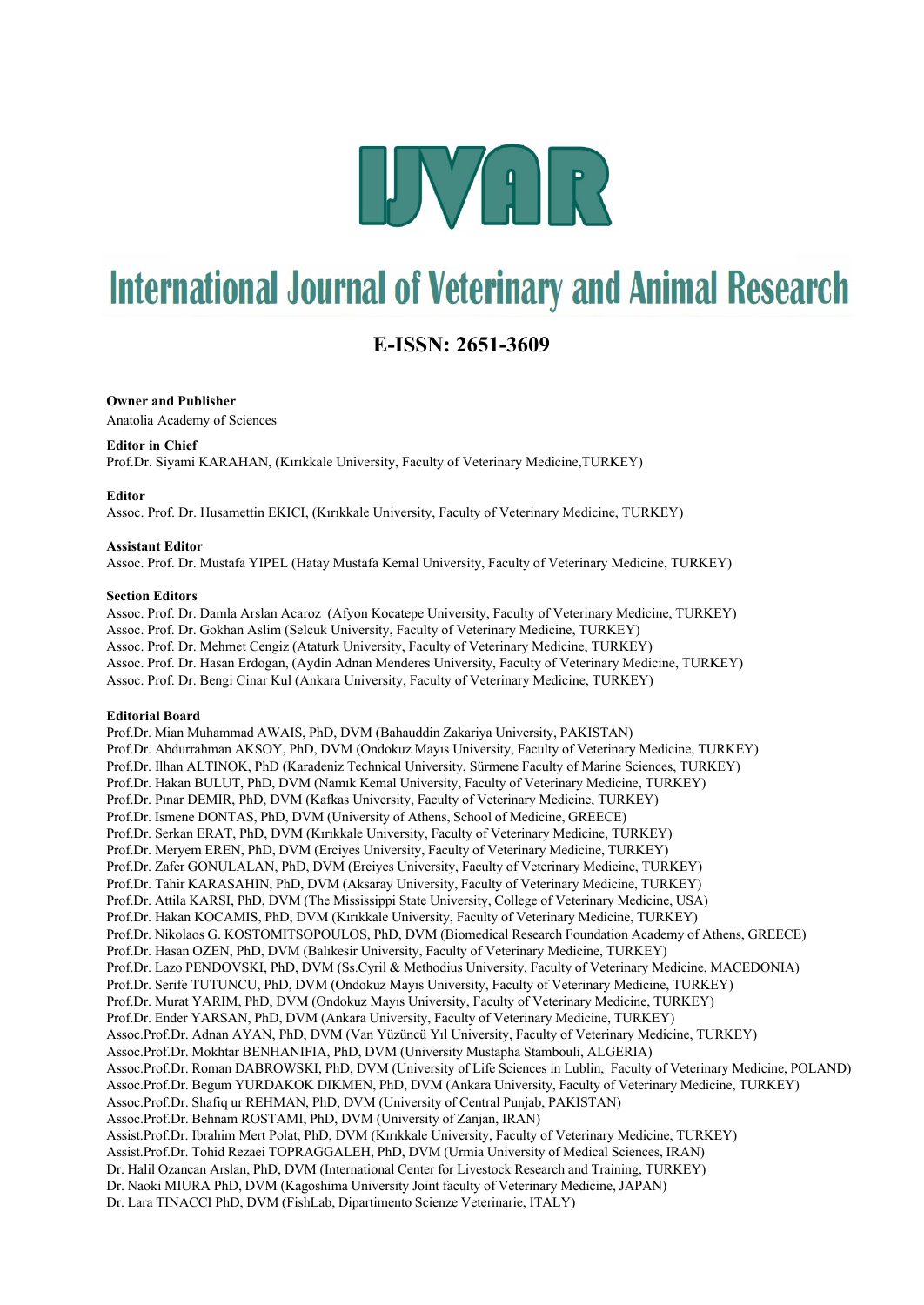# IJVAR

# International Journal of Veterinary and Animal Research

## E-ISSN: 2651-3609

**Owner and Publisher**

Anatolia Academy of Sciences

**Editor in Chief**

Prof.Dr. Siyami KARAHAN, (Kırıkkale University, Faculty of Veterinary Medicine,TURKEY)

**Editor**

Assoc. Prof. Dr. Husamettin EKICI, (Kırıkkale University, Faculty of Veterinary Medicine, TURKEY)

**Assistant Editor**

Assoc. Prof. Dr. Mustafa YIPEL (Hatay Mustafa Kemal University, Faculty of Veterinary Medicine, TURKEY)

**Section Editors**

Assoc. Prof. Dr. Damla Arslan Acaroz (Afyon Kocatepe University, Faculty of Veterinary Medicine, TURKEY)
Assoc. Prof. Dr. Gokhan Aslim (Selcuk University, Faculty of Veterinary Medicine, TURKEY)
Assoc. Prof. Dr. Mehmet Cengiz (Ataturk University, Faculty of Veterinary Medicine, TURKEY)
Assoc. Prof. Dr. Hasan Erdogan, (Aydin Adnan Menderes University, Faculty of Veterinary Medicine, TURKEY)
Assoc. Prof. Dr. Bengi Cinar Kul (Ankara University, Faculty of Veterinary Medicine, TURKEY)

**Editorial Board**

Prof.Dr. Mian Muhammad AWAIS, PhD, DVM (Bahauddin Zakariya University, PAKISTAN)
Prof.Dr. Abdurrahman AKSOY, PhD, DVM (Ondokuz Mayıs University, Faculty of Veterinary Medicine, TURKEY)
Prof.Dr. İlhan ALTINOK, PhD (Karadeniz Technical University, Sürmene Faculty of Marine Sciences, TURKEY)
Prof.Dr. Hakan BULUT, PhD, DVM (Namık Kemal University, Faculty of Veterinary Medicine, TURKEY)
Prof.Dr. Pınar DEMIR, PhD, DVM (Kafkas University, Faculty of Veterinary Medicine, TURKEY)
Prof.Dr. Ismene DONTAS, PhD, DVM (University of Athens, School of Medicine, GREECE)
Prof.Dr. Serkan ERAT, PhD, DVM (Kırıkkale University, Faculty of Veterinary Medicine, TURKEY)
Prof.Dr. Meryem EREN, PhD, DVM (Erciyes University, Faculty of Veterinary Medicine, TURKEY)
Prof.Dr. Zafer GONULALAN, PhD, DVM (Erciyes University, Faculty of Veterinary Medicine, TURKEY)
Prof.Dr. Tahir KARASAHIN, PhD, DVM (Aksaray University, Faculty of Veterinary Medicine, TURKEY)
Prof.Dr. Attila KARSI, PhD, DVM (The Mississippi State University, College of Veterinary Medicine, USA)
Prof.Dr. Hakan KOCAMIS, PhD, DVM (Kırıkkale University, Faculty of Veterinary Medicine, TURKEY)
Prof.Dr. Nikolaos G. KOSTOMITSOPOULOS, PhD, DVM (Biomedical Research Foundation Academy of Athens, GREECE)
Prof.Dr. Hasan OZEN, PhD, DVM (Balıkesir University, Faculty of Veterinary Medicine, TURKEY)
Prof.Dr. Lazo PENDOVSKI, PhD, DVM (Ss.Cyril & Methodius University, Faculty of Veterinary Medicine, MACEDONIA)
Prof.Dr. Serife TUTUNCU, PhD, DVM (Ondokuz Mayıs University, Faculty of Veterinary Medicine, TURKEY)
Prof.Dr. Murat YARIM, PhD, DVM (Ondokuz Mayıs University, Faculty of Veterinary Medicine, TURKEY)
Prof.Dr. Ender YARSAN, PhD, DVM (Ankara University, Faculty of Veterinary Medicine, TURKEY)
Assoc.Prof.Dr. Adnan AYAN, PhD, DVM (Van Yüzüncü Yıl University, Faculty of Veterinary Medicine, TURKEY)
Assoc.Prof.Dr. Mokhtar BENHANIFIA, PhD, DVM (University Mustapha Stambouli, ALGERIA)
Assoc.Prof.Dr. Roman DABROWSKI, PhD, DVM (University of Life Sciences in Lublin, Faculty of Veterinary Medicine, POLAND)
Assoc.Prof.Dr. Begum YURDAKOK DIKMEN, PhD, DVM (Ankara University, Faculty of Veterinary Medicine, TURKEY)
Assoc.Prof.Dr. Shafiq ur REHMAN, PhD, DVM (University of Central Punjab, PAKISTAN)
Assoc.Prof.Dr. Behnam ROSTAMI, PhD, DVM (University of Zanjan, IRAN)
Assist.Prof.Dr. Ibrahim Mert Polat, PhD, DVM (Kırıkkale University, Faculty of Veterinary Medicine, TURKEY)
Assist.Prof.Dr. Tohid Rezaei TOPRAGGALEH, PhD, DVM (Urmia University of Medical Sciences, IRAN)
Dr. Halil Ozancan Arslan, PhD, DVM (International Center for Livestock Research and Training, TURKEY)
Dr. Naoki MIURA PhD, DVM (Kagoshima University Joint faculty of Veterinary Medicine, JAPAN)
Dr. Lara TINACCI PhD, DVM (FishLab, Dipartimento Scienze Veterinarie, ITALY)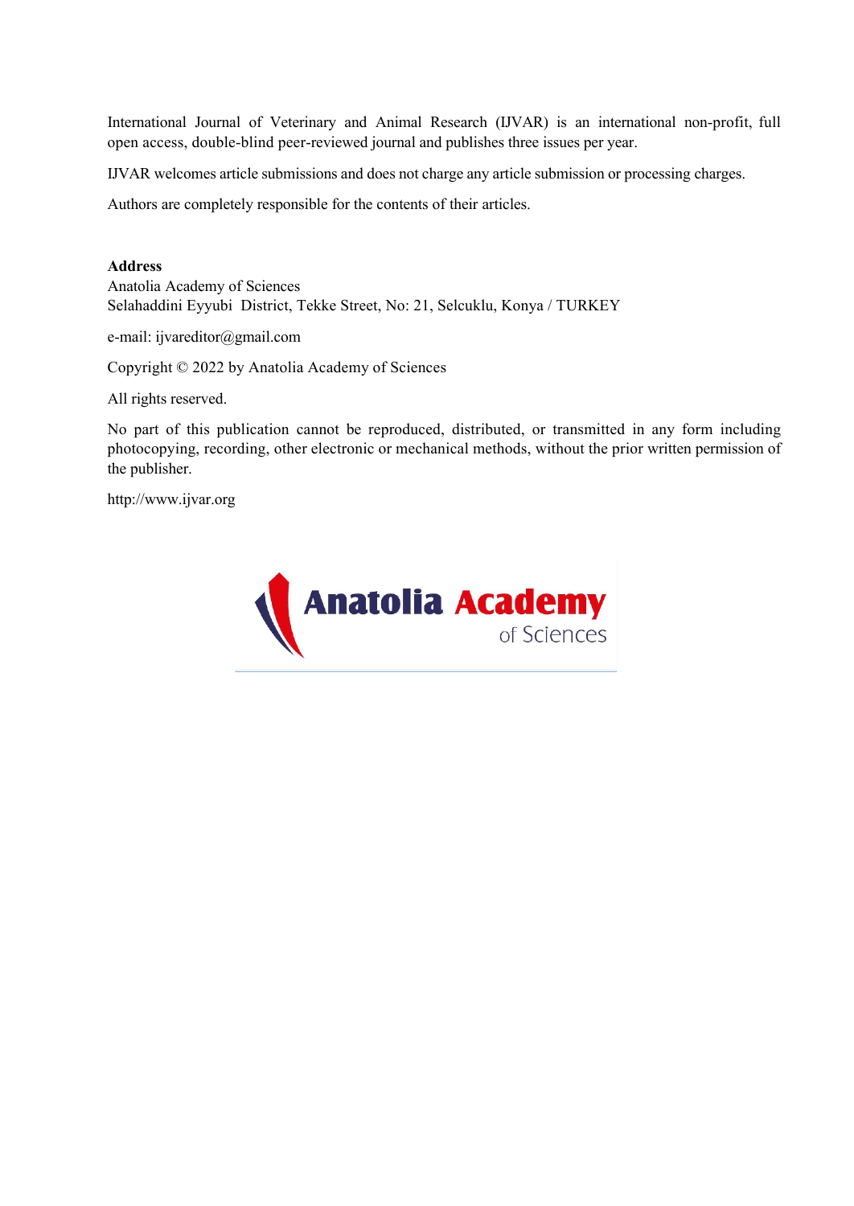International Journal of Veterinary and Animal Research (IJVAR) is an international non-profit, full open access, double-blind peer-reviewed journal and publishes three issues per year.

IJVAR welcomes article submissions and does not charge any article submission or processing charges.

Authors are completely responsible for the contents of their articles.

**Address**
Anatolia Academy of Sciences
Selahaddini Eyyubi District, Tekke Street, No: 21, Selcuklu, Konya / TURKEY

e-mail: ijvareditor@gmail.com

Copyright © 2022 by Anatolia Academy of Sciences

All rights reserved.

No part of this publication cannot be reproduced, distributed, or transmitted in any form including photocopying, recording, other electronic or mechanical methods, without the prior written permission of the publisher.

http://www.ijvar.org

Anatolia Academy of Sciences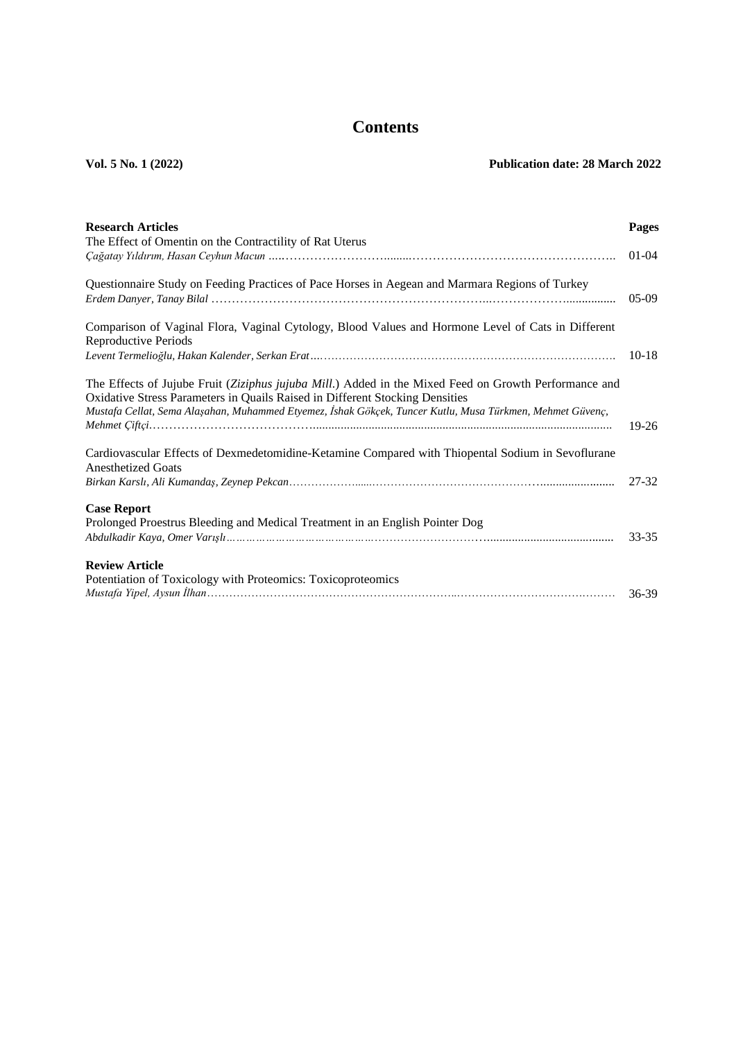# Contents

**Vol. 5 No. 1 (2022)** **Publication date: 28 March 2022**

| **Research Articles** | **Pages** |
|---|---|
| The Effect of Omentin on the Contractility of Rat Uterus<br>*Çağatay Yıldırım, Hasan Ceyhun Macun* | 01-04 |
| Questionnaire Study on Feeding Practices of Pace Horses in Aegean and Marmara Regions of Turkey<br>*Erdem Danyer, Tanay Bilal* | 05-09 |
| Comparison of Vaginal Flora, Vaginal Cytology, Blood Values and Hormone Level of Cats in Different Reproductive Periods<br>*Levent Termelioğlu, Hakan Kalender, Serkan Erat* | 10-18 |
| The Effects of Jujube Fruit (*Ziziphus jujuba Mill.*) Added in the Mixed Feed on Growth Performance and Oxidative Stress Parameters in Quails Raised in Different Stocking Densities<br>*Mustafa Cellat, Sema Alaşahan, Muhammed Etyemez, İshak Gökçek, Tuncer Kutlu, Musa Türkmen, Mehmet Güvenç, Mehmet Çiftçi* | 19-26 |
| Cardiovascular Effects of Dexmedetomidine-Ketamine Compared with Thiopental Sodium in Sevoflurane Anesthetized Goats<br>*Birkan Karslı, Ali Kumandaş, Zeynep Pekcan* | 27-32 |
| **Case Report** | |
| Prolonged Proestrus Bleeding and Medical Treatment in an English Pointer Dog<br>*Abdulkadir Kaya, Omer Varışlı* | 33-35 |
| **Review Article** | |
| Potentiation of Toxicology with Proteomics: Toxicoproteomics<br>*Mustafa Yipel, Aysun İlhan* | 36-39 |